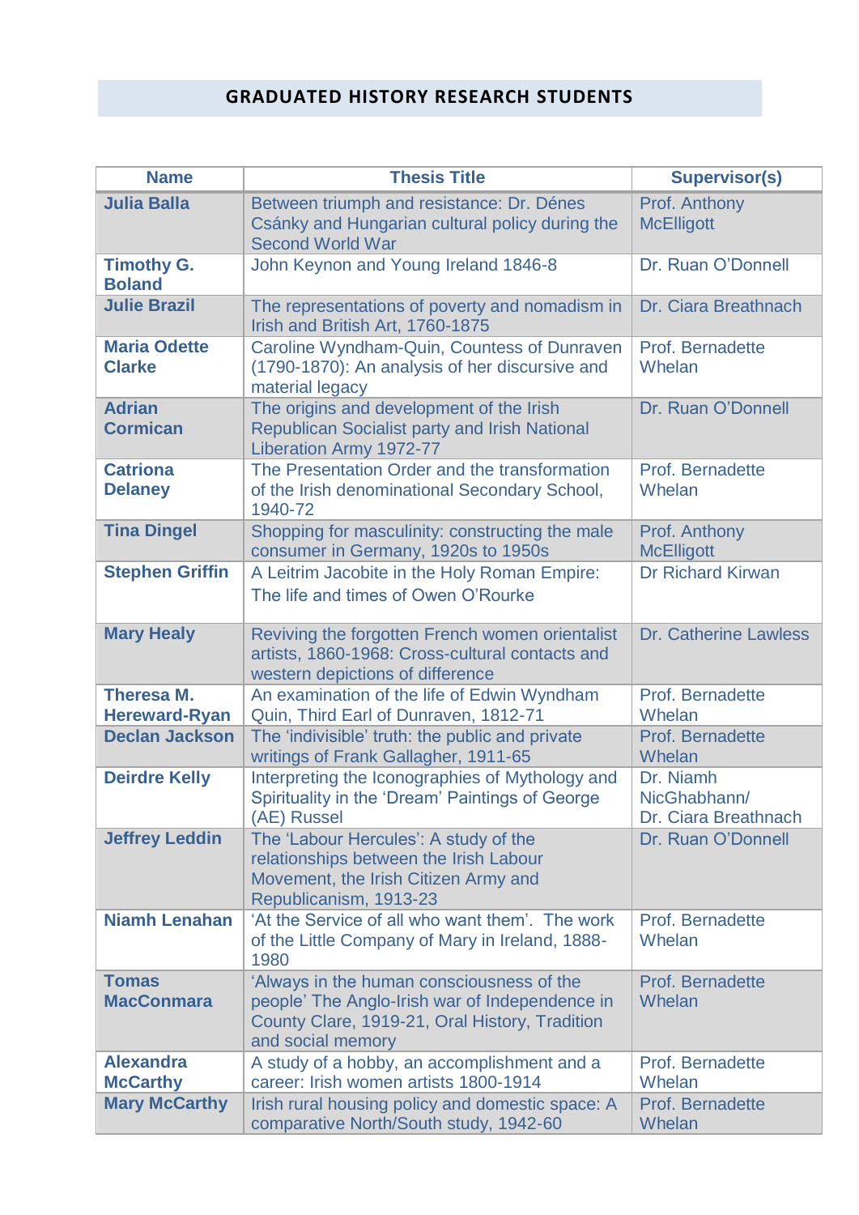# GRADUATED HISTORY RESEARCH STUDENTS

| Name | Thesis Title | Supervisor(s) |
|---|---|---|
| **Julia Balla** | Between triumph and resistance: Dr. Dénes Csánky and Hungarian cultural policy during the Second World War | Prof. Anthony McElligott |
| **Timothy G. Boland** | John Keynon and Young Ireland 1846-8 | Dr. Ruan O'Donnell |
| **Julie Brazil** | The representations of poverty and nomadism in Irish and British Art, 1760-1875 | Dr. Ciara Breathnach |
| **Maria Odette Clarke** | Caroline Wyndham-Quin, Countess of Dunraven (1790-1870): An analysis of her discursive and material legacy | Prof. Bernadette Whelan |
| **Adrian Cormican** | The origins and development of the Irish Republican Socialist party and Irish National Liberation Army 1972-77 | Dr. Ruan O'Donnell |
| **Catriona Delaney** | The Presentation Order and the transformation of the Irish denominational Secondary School, 1940-72 | Prof. Bernadette Whelan |
| **Tina Dingel** | Shopping for masculinity: constructing the male consumer in Germany, 1920s to 1950s | Prof. Anthony McElligott |
| **Stephen Griffin** | A Leitrim Jacobite in the Holy Roman Empire: The life and times of Owen O'Rourke | Dr Richard Kirwan |
| **Mary Healy** | Reviving the forgotten French women orientalist artists, 1860-1968: Cross-cultural contacts and western depictions of difference | Dr. Catherine Lawless |
| **Theresa M. Hereward-Ryan** | An examination of the life of Edwin Wyndham Quin, Third Earl of Dunraven, 1812-71 | Prof. Bernadette Whelan |
| **Declan Jackson** | The 'indivisible' truth: the public and private writings of Frank Gallagher, 1911-65 | Prof. Bernadette Whelan |
| **Deirdre Kelly** | Interpreting the Iconographies of Mythology and Spirituality in the 'Dream' Paintings of George (AE) Russel | Dr. Niamh NicGhabhann/ Dr. Ciara Breathnach |
| **Jeffrey Leddin** | The 'Labour Hercules': A study of the relationships between the Irish Labour Movement, the Irish Citizen Army and Republicanism, 1913-23 | Dr. Ruan O'Donnell |
| **Niamh Lenahan** | 'At the Service of all who want them'. The work of the Little Company of Mary in Ireland, 1888-1980 | Prof. Bernadette Whelan |
| **Tomas MacConmara** | 'Always in the human consciousness of the people' The Anglo-Irish war of Independence in County Clare, 1919-21, Oral History, Tradition and social memory | Prof. Bernadette Whelan |
| **Alexandra McCarthy** | A study of a hobby, an accomplishment and a career: Irish women artists 1800-1914 | Prof. Bernadette Whelan |
| **Mary McCarthy** | Irish rural housing policy and domestic space: A comparative North/South study, 1942-60 | Prof. Bernadette Whelan |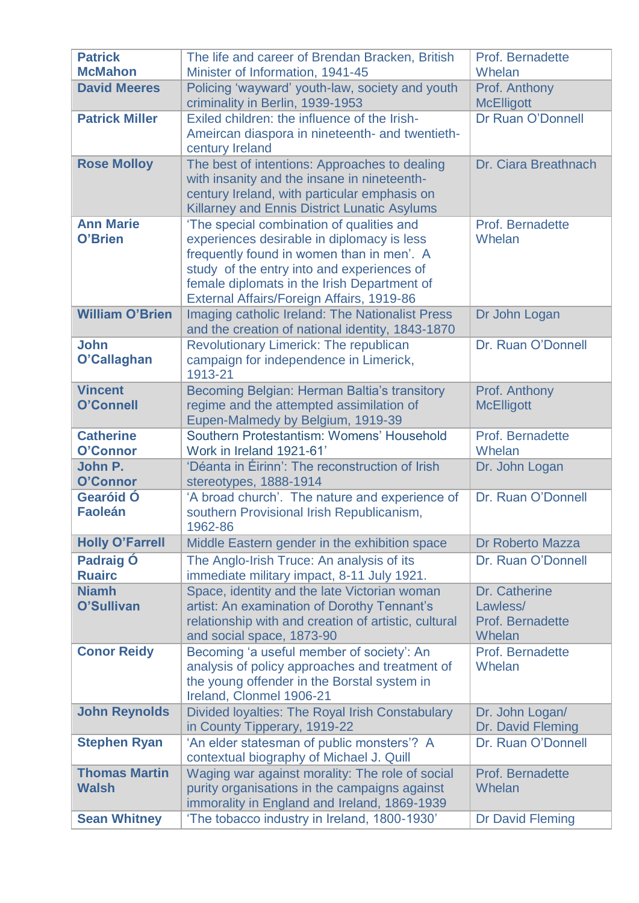| | | |
|---|---|---|
| **Patrick McMahon** | The life and career of Brendan Bracken, British Minister of Information, 1941-45 | Prof. Bernadette Whelan |
| **David Meeres** | Policing 'wayward' youth-law, society and youth criminality in Berlin, 1939-1953 | Prof. Anthony McElligott |
| **Patrick Miller** | Exiled children: the influence of the Irish-Ameircan diaspora in nineteenth- and twentieth-century Ireland | Dr Ruan O'Donnell |
| **Rose Molloy** | The best of intentions: Approaches to dealing with insanity and the insane in nineteenth-century Ireland, with particular emphasis on Killarney and Ennis District Lunatic Asylums | Dr. Ciara Breathnach |
| **Ann Marie O'Brien** | 'The special combination of qualities and experiences desirable in diplomacy is less frequently found in women than in men'. A study of the entry into and experiences of female diplomats in the Irish Department of External Affairs/Foreign Affairs, 1919-86 | Prof. Bernadette Whelan |
| **William O'Brien** | Imaging catholic Ireland: The Nationalist Press and the creation of national identity, 1843-1870 | Dr John Logan |
| **John O'Callaghan** | Revolutionary Limerick: The republican campaign for independence in Limerick, 1913-21 | Dr. Ruan O'Donnell |
| **Vincent O'Connell** | Becoming Belgian: Herman Baltia's transitory regime and the attempted assimilation of Eupen-Malmedy by Belgium, 1919-39 | Prof. Anthony McElligott |
| **Catherine O'Connor** | Southern Protestantism: Womens' Household Work in Ireland 1921-61' | Prof. Bernadette Whelan |
| **John P. O'Connor** | 'Déanta in Éirinn': The reconstruction of Irish stereotypes, 1888-1914 | Dr. John Logan |
| **Gearóid Ó Faoleán** | 'A broad church'. The nature and experience of southern Provisional Irish Republicanism, 1962-86 | Dr. Ruan O'Donnell |
| **Holly O'Farrell** | Middle Eastern gender in the exhibition space | Dr Roberto Mazza |
| **Padraig Ó Ruairc** | The Anglo-Irish Truce: An analysis of its immediate military impact, 8-11 July 1921. | Dr. Ruan O'Donnell |
| **Niamh O'Sullivan** | Space, identity and the late Victorian woman artist: An examination of Dorothy Tennant's relationship with and creation of artistic, cultural and social space, 1873-90 | Dr. Catherine Lawless/ Prof. Bernadette Whelan |
| **Conor Reidy** | Becoming 'a useful member of society': An analysis of policy approaches and treatment of the young offender in the Borstal system in Ireland, Clonmel 1906-21 | Prof. Bernadette Whelan |
| **John Reynolds** | Divided loyalties: The Royal Irish Constabulary in County Tipperary, 1919-22 | Dr. John Logan/ Dr. David Fleming |
| **Stephen Ryan** | 'An elder statesman of public monsters'? A contextual biography of Michael J. Quill | Dr. Ruan O'Donnell |
| **Thomas Martin Walsh** | Waging war against morality: The role of social purity organisations in the campaigns against immorality in England and Ireland, 1869-1939 | Prof. Bernadette Whelan |
| **Sean Whitney** | 'The tobacco industry in Ireland, 1800-1930' | Dr David Fleming |